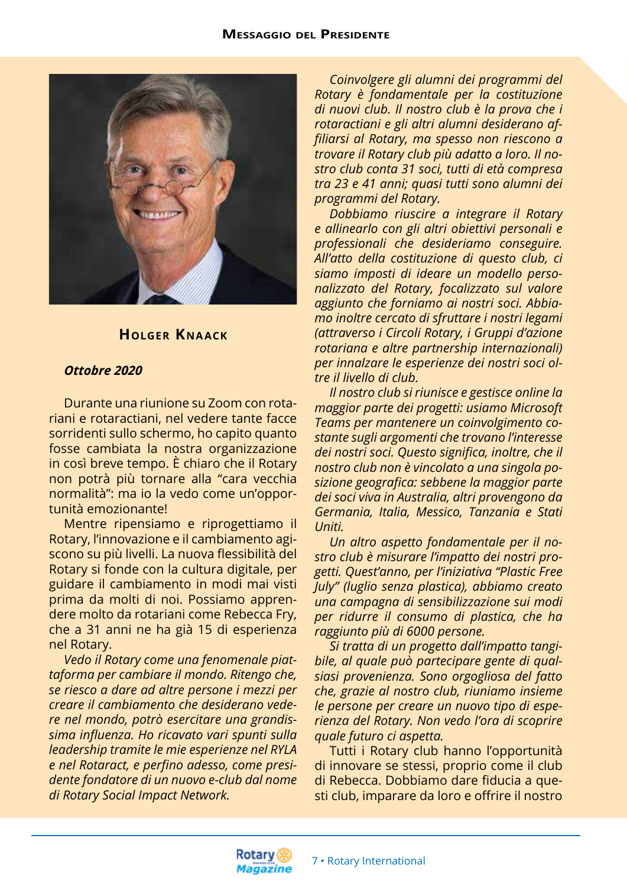# Messaggio del Presidente

## Holger Knaack

***Ottobre 2020***

Durante una riunione su Zoom con rotariani e rotaractiani, nel vedere tante facce sorridenti sullo schermo, ho capito quanto fosse cambiata la nostra organizzazione in così breve tempo. È chiaro che il Rotary non potrà più tornare alla "cara vecchia normalità": ma io la vedo come un'opportunità emozionante!

Mentre ripensiamo e riprogettiamo il Rotary, l'innovazione e il cambiamento agiscono su più livelli. La nuova flessibilità del Rotary si fonde con la cultura digitale, per guidare il cambiamento in modi mai visti prima da molti di noi. Possiamo apprendere molto da rotariani come Rebecca Fry, che a 31 anni ne ha già 15 di esperienza nel Rotary.

*Vedo il Rotary come una fenomenale piattaforma per cambiare il mondo. Ritengo che, se riesco a dare ad altre persone i mezzi per creare il cambiamento che desiderano vedere nel mondo, potrò esercitare una grandissima influenza. Ho ricavato vari spunti sulla leadership tramite le mie esperienze nel RYLA e nel Rotaract, e perfino adesso, come presidente fondatore di un nuovo e-club dal nome di Rotary Social Impact Network.*

*Coinvolgere gli alumni dei programmi del Rotary è fondamentale per la costituzione di nuovi club. Il nostro club è la prova che i rotaractiani e gli altri alumni desiderano affiliarsi al Rotary, ma spesso non riescono a trovare il Rotary club più adatto a loro. Il nostro club conta 31 soci, tutti di età compresa tra 23 e 41 anni; quasi tutti sono alumni dei programmi del Rotary.*

*Dobbiamo riuscire a integrare il Rotary e allinearlo con gli altri obiettivi personali e professionali che desideriamo conseguire. All'atto della costituzione di questo club, ci siamo imposti di ideare un modello personalizzato del Rotary, focalizzato sul valore aggiunto che forniamo ai nostri soci. Abbiamo inoltre cercato di sfruttare i nostri legami (attraverso i Circoli Rotary, i Gruppi d'azione rotariana e altre partnership internazionali) per innalzare le esperienze dei nostri soci oltre il livello di club.*

*Il nostro club si riunisce e gestisce online la maggior parte dei progetti: usiamo Microsoft Teams per mantenere un coinvolgimento costante sugli argomenti che trovano l'interesse dei nostri soci. Questo significa, inoltre, che il nostro club non è vincolato a una singola posizione geografica: sebbene la maggior parte dei soci viva in Australia, altri provengono da Germania, Italia, Messico, Tanzania e Stati Uniti.*

*Un altro aspetto fondamentale per il nostro club è misurare l'impatto dei nostri progetti. Quest'anno, per l'iniziativa "Plastic Free July" (luglio senza plastica), abbiamo creato una campagna di sensibilizzazione sui modi per ridurre il consumo di plastica, che ha raggiunto più di 6000 persone.*

*Si tratta di un progetto dall'impatto tangibile, al quale può partecipare gente di qualsiasi provenienza. Sono orgogliosa del fatto che, grazie al nostro club, riuniamo insieme le persone per creare un nuovo tipo di esperienza del Rotary. Non vedo l'ora di scoprire quale futuro ci aspetta.*

Tutti i Rotary club hanno l'opportunità di innovare se stessi, proprio come il club di Rebecca. Dobbiamo dare fiducia a questi club, imparare da loro e offrire il nostro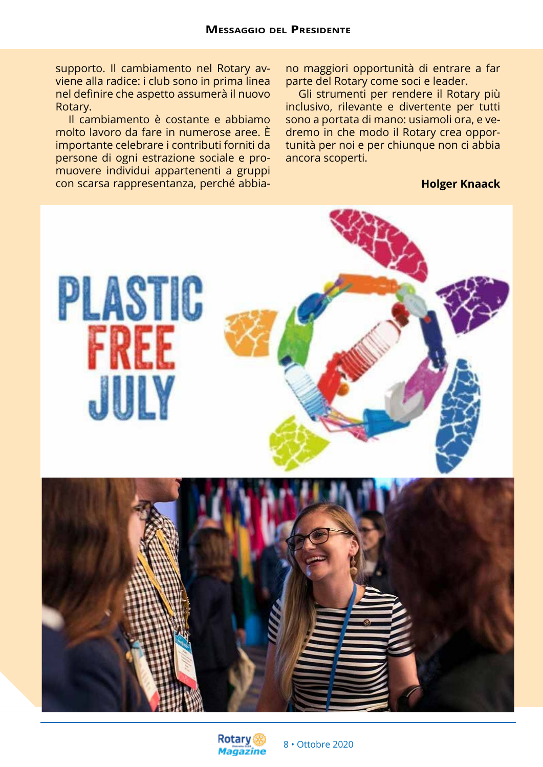supporto. Il cambiamento nel Rotary avviene alla radice: i club sono in prima linea nel definire che aspetto assumerà il nuovo Rotary.

Il cambiamento è costante e abbiamo molto lavoro da fare in numerose aree. È importante celebrare i contributi forniti da persone di ogni estrazione sociale e promuovere individui appartenenti a gruppi con scarsa rappresentanza, perché abbiano maggiori opportunità di entrare a far parte del Rotary come soci e leader.

Gli strumenti per rendere il Rotary più inclusivo, rilevante e divertente per tutti sono a portata di mano: usiamoli ora, e vedremo in che modo il Rotary crea opportunità per noi e per chiunque non ci abbia ancora scoperti.

**Holger Knaack**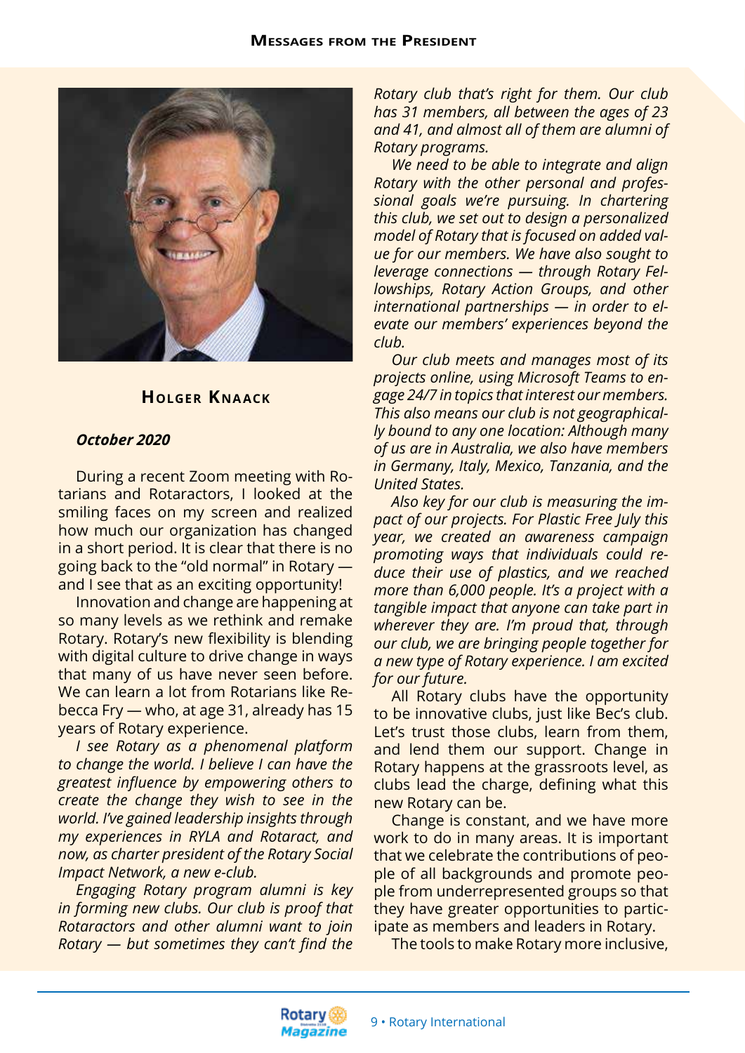# Messages from the President

## Holger Knaack

***October 2020***

During a recent Zoom meeting with Rotarians and Rotaractors, I looked at the smiling faces on my screen and realized how much our organization has changed in a short period. It is clear that there is no going back to the "old normal" in Rotary — and I see that as an exciting opportunity!

Innovation and change are happening at so many levels as we rethink and remake Rotary. Rotary's new flexibility is blending with digital culture to drive change in ways that many of us have never seen before. We can learn a lot from Rotarians like Rebecca Fry — who, at age 31, already has 15 years of Rotary experience.

*I see Rotary as a phenomenal platform to change the world. I believe I can have the greatest influence by empowering others to create the change they wish to see in the world. I've gained leadership insights through my experiences in RYLA and Rotaract, and now, as charter president of the Rotary Social Impact Network, a new e-club.*

*Engaging Rotary program alumni is key in forming new clubs. Our club is proof that Rotaractors and other alumni want to join Rotary — but sometimes they can't find the Rotary club that's right for them. Our club has 31 members, all between the ages of 23 and 41, and almost all of them are alumni of Rotary programs.*

*We need to be able to integrate and align Rotary with the other personal and professional goals we're pursuing. In chartering this club, we set out to design a personalized model of Rotary that is focused on added value for our members. We have also sought to leverage connections — through Rotary Fellowships, Rotary Action Groups, and other international partnerships — in order to elevate our members' experiences beyond the club.*

*Our club meets and manages most of its projects online, using Microsoft Teams to engage 24/7 in topics that interest our members. This also means our club is not geographically bound to any one location: Although many of us are in Australia, we also have members in Germany, Italy, Mexico, Tanzania, and the United States.*

*Also key for our club is measuring the impact of our projects. For Plastic Free July this year, we created an awareness campaign promoting ways that individuals could reduce their use of plastics, and we reached more than 6,000 people. It's a project with a tangible impact that anyone can take part in wherever they are. I'm proud that, through our club, we are bringing people together for a new type of Rotary experience. I am excited for our future.*

All Rotary clubs have the opportunity to be innovative clubs, just like Bec's club. Let's trust those clubs, learn from them, and lend them our support. Change in Rotary happens at the grassroots level, as clubs lead the charge, defining what this new Rotary can be.

Change is constant, and we have more work to do in many areas. It is important that we celebrate the contributions of people of all backgrounds and promote people from underrepresented groups so that they have greater opportunities to participate as members and leaders in Rotary.

The tools to make Rotary more inclusive,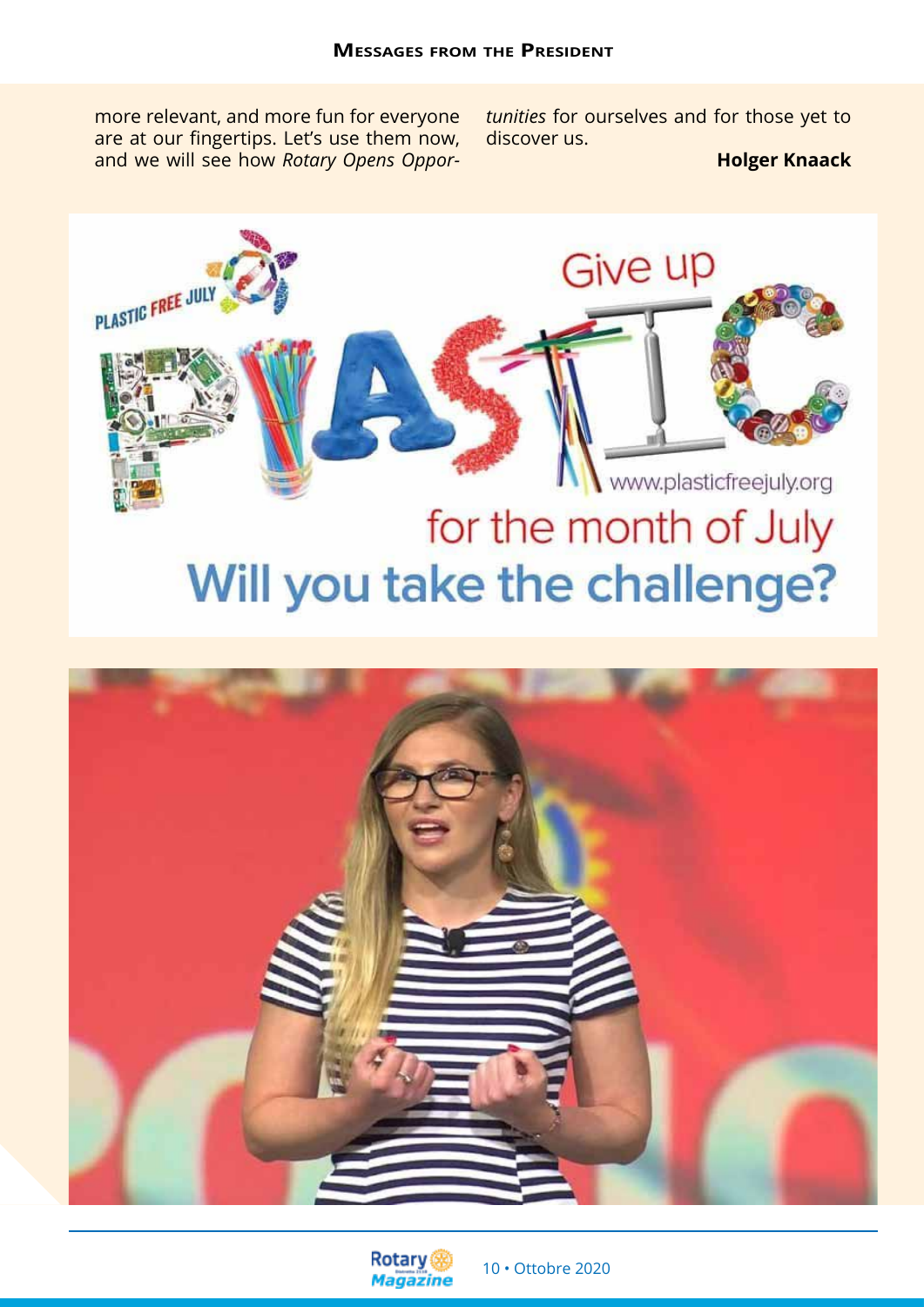more relevant, and more fun for everyone are at our fingertips. Let's use them now, and we will see how *Rotary Opens Opportunities* for ourselves and for those yet to discover us.

**Holger Knaack**